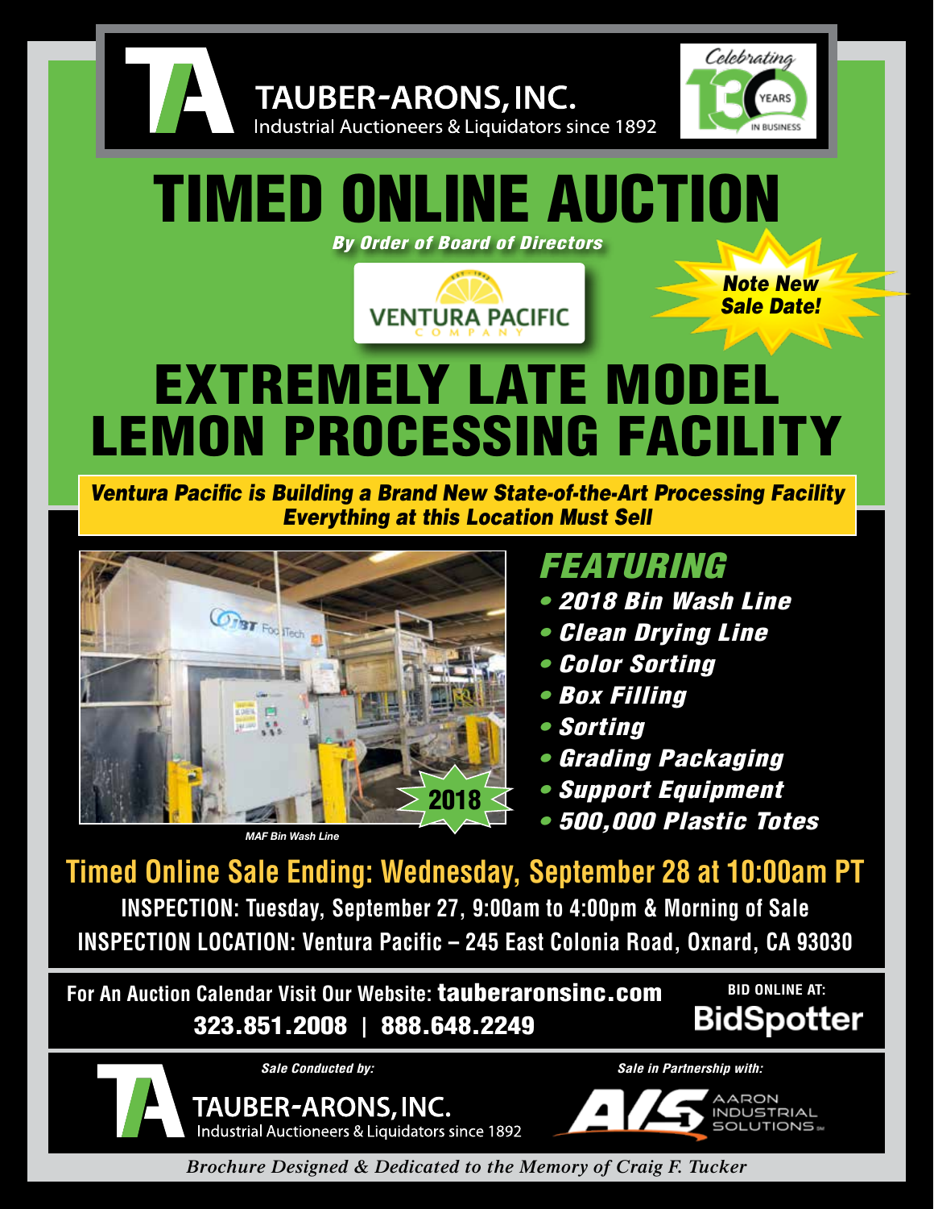**TAUBER-ARONS, INC.**
Industrial Auctioneers & Liquidators since 1892

Celebrating 130 YEARS IN BUSINESS

# TIMED ONLINE AUCTION

***By Order of Board of Directors***

VENTURA PACIFIC COMPANY

***Note New Sale Date!***

# EXTREMELY LATE MODEL LEMON PROCESSING FACILITY

***Ventura Pacific is Building a Brand New State-of-the-Art Processing Facility***
***Everything at this Location Must Sell***

2018

*MAF Bin Wash Line*

## *FEATURING*

- ***2018 Bin Wash Line***
- ***Clean Drying Line***
- ***Color Sorting***
- ***Box Filling***
- ***Sorting***
- ***Grading Packaging***
- ***Support Equipment***
- ***500,000 Plastic Totes***

**Timed Online Sale Ending: Wednesday, September 28 at 10:00am PT**

**INSPECTION: Tuesday, September 27, 9:00am to 4:00pm & Morning of Sale**

**INSPECTION LOCATION: Ventura Pacific – 245 East Colonia Road, Oxnard, CA 93030**

**For An Auction Calendar Visit Our Website: tauberaronsinc.com**
**323.851.2008 | 888.648.2249**

**BID ONLINE AT: BidSpotter**

*Sale Conducted by:*
**TAUBER-ARONS, INC.**
Industrial Auctioneers & Liquidators since 1892

*Sale in Partnership with:*
AIS AARON INDUSTRIAL SOLUTIONS

*Brochure Designed & Dedicated to the Memory of Craig F. Tucker*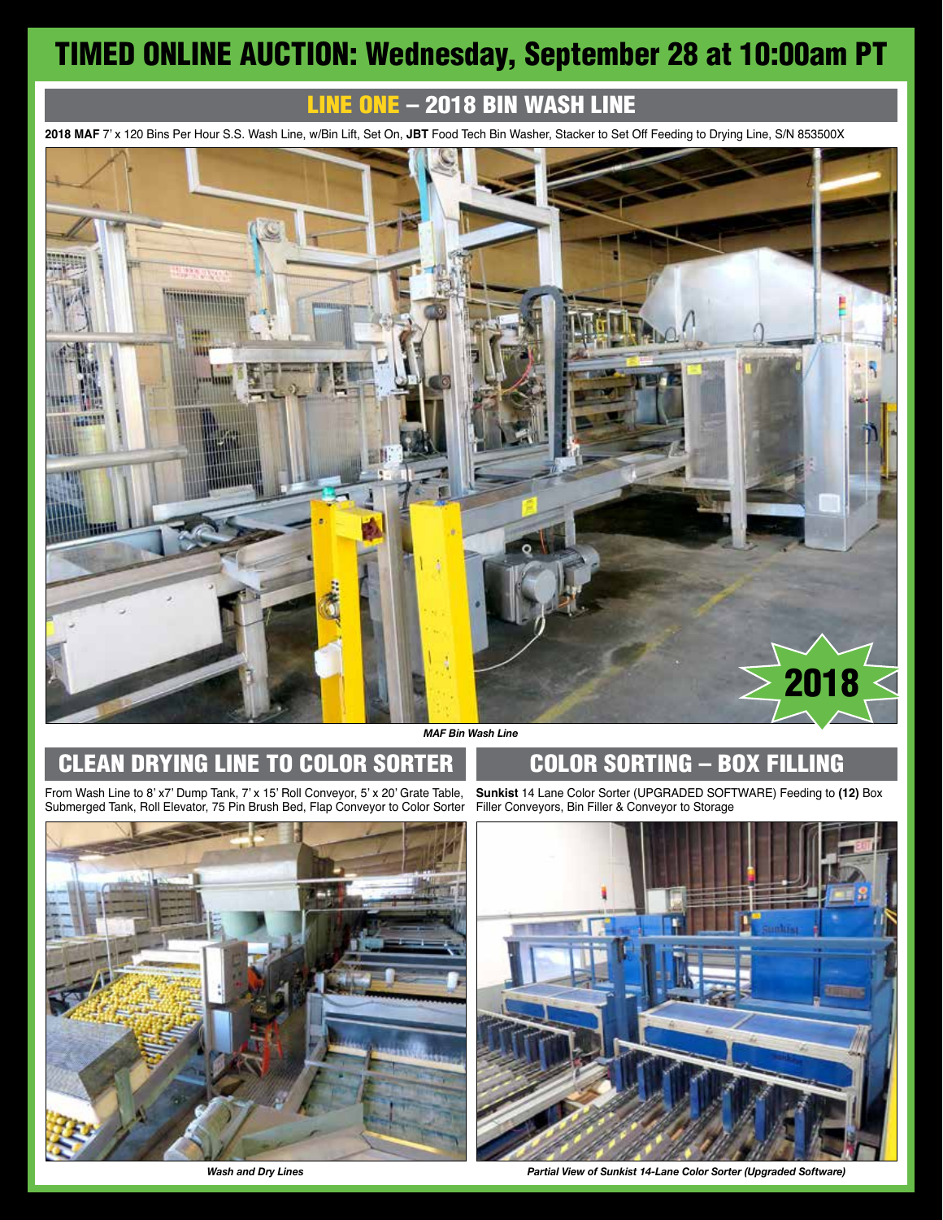# TIMED ONLINE AUCTION: Wednesday, September 28 at 10:00am PT

## LINE ONE – 2018 BIN WASH LINE

**2018 MAF** 7' x 120 Bins Per Hour S.S. Wash Line, w/Bin Lift, Set On, **JBT** Food Tech Bin Washer, Stacker to Set Off Feeding to Drying Line, S/N 853500X

2018

*MAF Bin Wash Line*

## CLEAN DRYING LINE TO COLOR SORTER

From Wash Line to 8' x7' Dump Tank, 7' x 15' Roll Conveyor, 5' x 20' Grate Table, Submerged Tank, Roll Elevator, 75 Pin Brush Bed, Flap Conveyor to Color Sorter

*Wash and Dry Lines*

## COLOR SORTING – BOX FILLING

**Sunkist** 14 Lane Color Sorter (UPGRADED SOFTWARE) Feeding to **(12)** Box Filler Conveyors, Bin Filler & Conveyor to Storage

*Partial View of Sunkist 14-Lane Color Sorter (Upgraded Software)*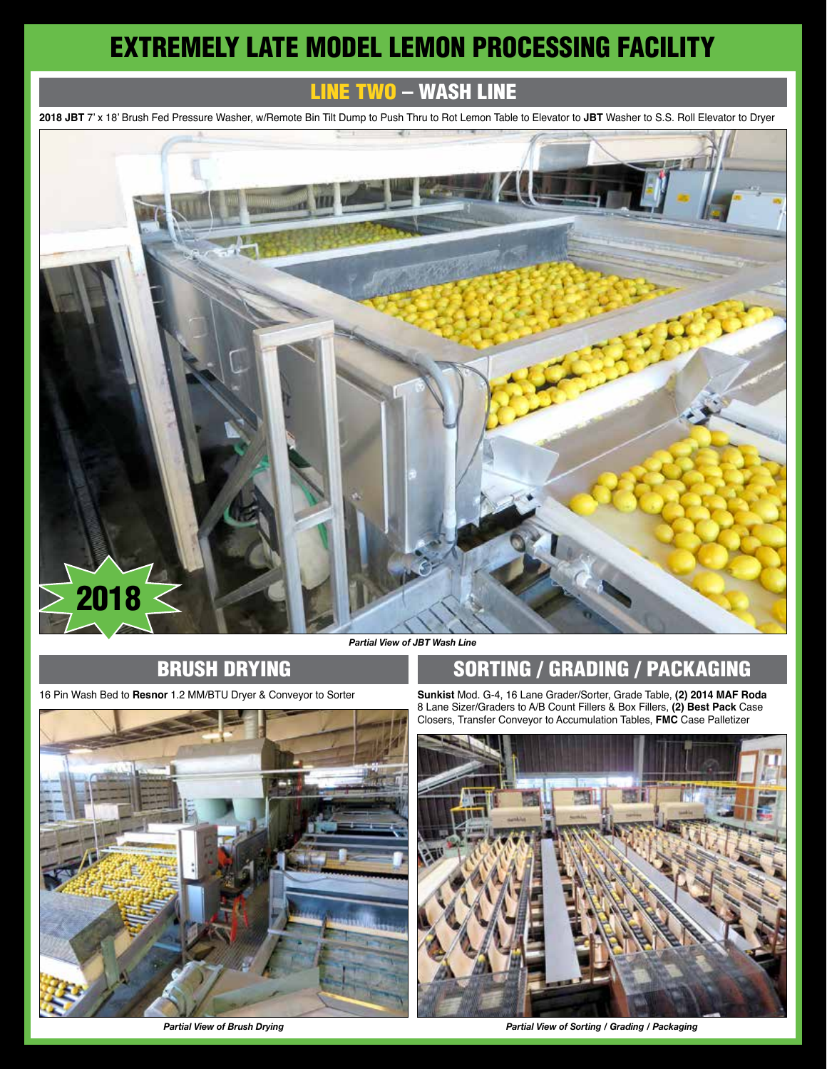# EXTREMELY LATE MODEL LEMON PROCESSING FACILITY

## LINE TWO – WASH LINE

**2018 JBT** 7' x 18' Brush Fed Pressure Washer, w/Remote Bin Tilt Dump to Push Thru to Rot Lemon Table to Elevator to **JBT** Washer to S.S. Roll Elevator to Dryer

2018

*Partial View of JBT Wash Line*

## BRUSH DRYING

16 Pin Wash Bed to **Resnor** 1.2 MM/BTU Dryer & Conveyor to Sorter

*Partial View of Brush Drying*

## SORTING / GRADING / PACKAGING

**Sunkist** Mod. G-4, 16 Lane Grader/Sorter, Grade Table, **(2) 2014 MAF Roda** 8 Lane Sizer/Graders to A/B Count Fillers & Box Fillers, **(2) Best Pack** Case Closers, Transfer Conveyor to Accumulation Tables, **FMC** Case Palletizer

*Partial View of Sorting / Grading / Packaging*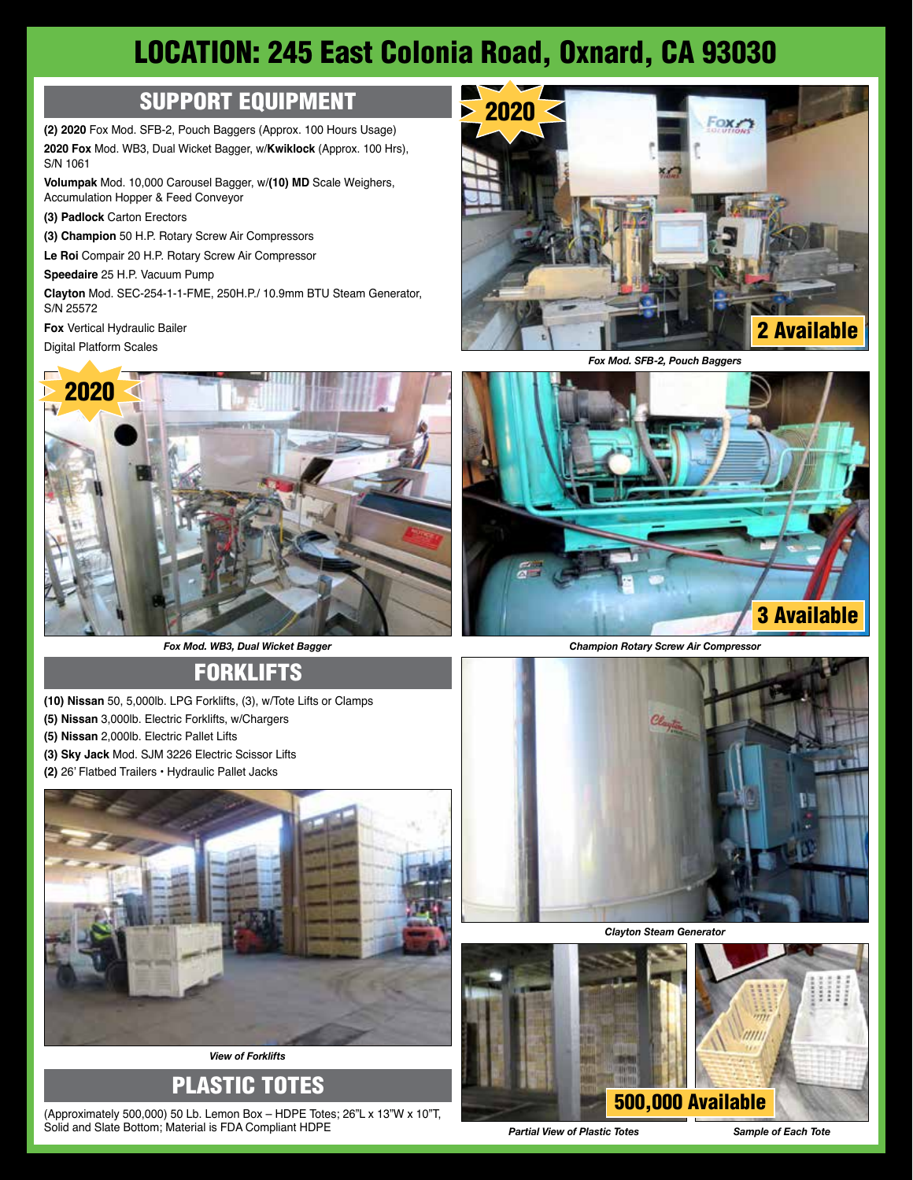# LOCATION: 245 East Colonia Road, Oxnard, CA 93030

## SUPPORT EQUIPMENT

**(2) 2020** Fox Mod. SFB-2, Pouch Baggers (Approx. 100 Hours Usage)

**2020 Fox** Mod. WB3, Dual Wicket Bagger, w/**Kwiklock** (Approx. 100 Hrs), S/N 1061

**Volumpak** Mod. 10,000 Carousel Bagger, w/**(10) MD** Scale Weighers, Accumulation Hopper & Feed Conveyor

**(3) Padlock** Carton Erectors

**(3) Champion** 50 H.P. Rotary Screw Air Compressors

**Le Roi** Compair 20 H.P. Rotary Screw Air Compressor

**Speedaire** 25 H.P. Vacuum Pump

**Clayton** Mod. SEC-254-1-1-FME, 250H.P./ 10.9mm BTU Steam Generator, S/N 25572

**Fox** Vertical Hydraulic Bailer

Digital Platform Scales

2020

2 Available

*Fox Mod. SFB-2, Pouch Baggers*

2020

*Fox Mod. WB3, Dual Wicket Bagger*

3 Available

*Champion Rotary Screw Air Compressor*

## FORKLIFTS

**(10) Nissan** 50, 5,000lb. LPG Forklifts, (3), w/Tote Lifts or Clamps
**(5) Nissan** 3,000lb. Electric Forklifts, w/Chargers
**(5) Nissan** 2,000lb. Electric Pallet Lifts
**(3) Sky Jack** Mod. SJM 3226 Electric Scissor Lifts
**(2)** 26' Flatbed Trailers • Hydraulic Pallet Jacks

*View of Forklifts*

*Clayton Steam Generator*

## PLASTIC TOTES

(Approximately 500,000) 50 Lb. Lemon Box – HDPE Totes; 26"L x 13"W x 10"T, Solid and Slate Bottom; Material is FDA Compliant HDPE

500,000 Available

*Partial View of Plastic Totes*

*Sample of Each Tote*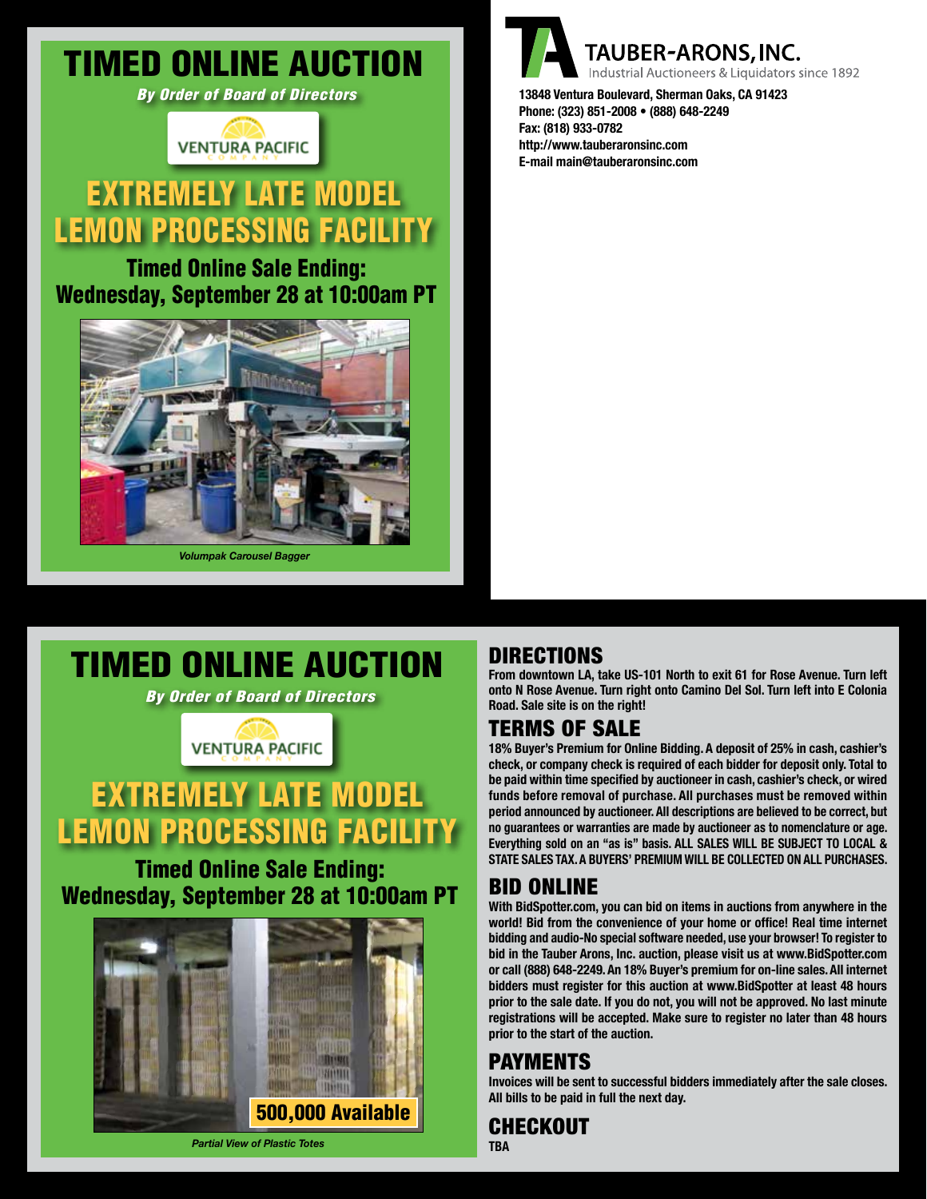# TIMED ONLINE AUCTION

*By Order of Board of Directors*

VENTURA PACIFIC COMPANY

## EXTREMELY LATE MODEL LEMON PROCESSING FACILITY

**Timed Online Sale Ending: Wednesday, September 28 at 10:00am PT**

*Volumpak Carousel Bagger*

**TAUBER-ARONS, INC.**
Industrial Auctioneers & Liquidators since 1892

**13848 Ventura Boulevard, Sherman Oaks, CA 91423**
**Phone: (323) 851-2008 • (888) 648-2249**
**Fax: (818) 933-0782**
**http://www.tauberaronsinc.com**
**E-mail main@tauberaronsinc.com**

# TIMED ONLINE AUCTION

*By Order of Board of Directors*

VENTURA PACIFIC COMPANY

## EXTREMELY LATE MODEL LEMON PROCESSING FACILITY

**Timed Online Sale Ending: Wednesday, September 28 at 10:00am PT**

500,000 Available

*Partial View of Plastic Totes*

## DIRECTIONS

From downtown LA, take US-101 North to exit 61 for Rose Avenue. Turn left onto N Rose Avenue. Turn right onto Camino Del Sol. Turn left into E Colonia Road. Sale site is on the right!

## TERMS OF SALE

18% Buyer's Premium for Online Bidding. A deposit of 25% in cash, cashier's check, or company check is required of each bidder for deposit only. Total to be paid within time specified by auctioneer in cash, cashier's check, or wired funds before removal of purchase. All purchases must be removed within period announced by auctioneer. All descriptions are believed to be correct, but no guarantees or warranties are made by auctioneer as to nomenclature or age. Everything sold on an "as is" basis. ALL SALES WILL BE SUBJECT TO LOCAL & STATE SALES TAX. A BUYERS' PREMIUM WILL BE COLLECTED ON ALL PURCHASES.

## BID ONLINE

With BidSpotter.com, you can bid on items in auctions from anywhere in the world! Bid from the convenience of your home or office! Real time internet bidding and audio-No special software needed, use your browser! To register to bid in the Tauber Arons, Inc. auction, please visit us at www.BidSpotter.com or call (888) 648-2249. An 18% Buyer's premium for on-line sales. All internet bidders must register for this auction at www.BidSpotter at least 48 hours prior to the sale date. If you do not, you will not be approved. No last minute registrations will be accepted. Make sure to register no later than 48 hours prior to the start of the auction.

## PAYMENTS

Invoices will be sent to successful bidders immediately after the sale closes. All bills to be paid in full the next day.

## CHECKOUT

TBA